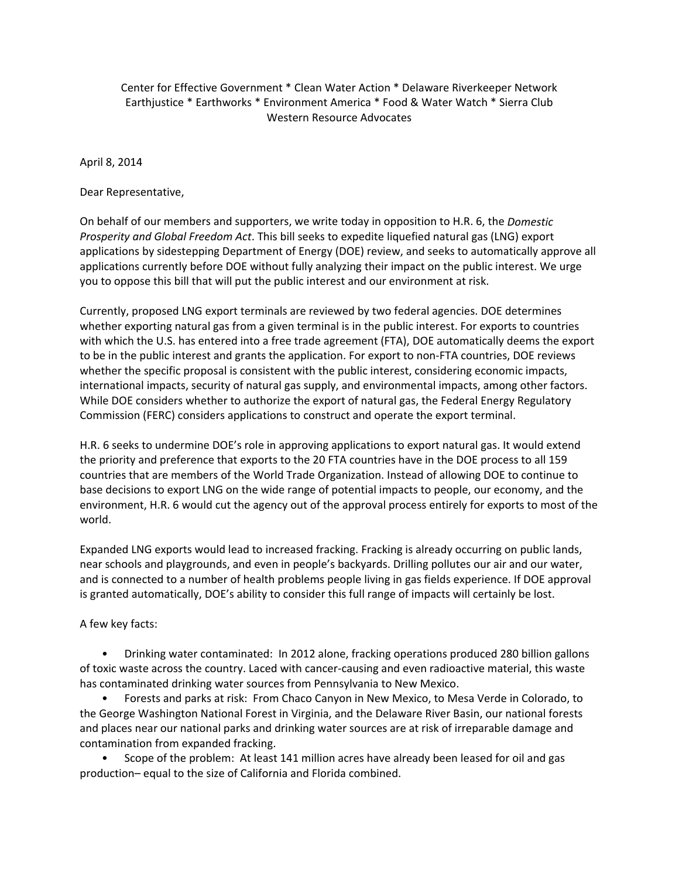Center for Effective Government * Clean Water Action * Delaware Riverkeeper Network
Earthjustice * Earthworks * Environment America * Food & Water Watch * Sierra Club
Western Resource Advocates

April 8, 2014

Dear Representative,

On behalf of our members and supporters, we write today in opposition to H.R. 6, the *Domestic Prosperity and Global Freedom Act*. This bill seeks to expedite liquefied natural gas (LNG) export applications by sidestepping Department of Energy (DOE) review, and seeks to automatically approve all applications currently before DOE without fully analyzing their impact on the public interest. We urge you to oppose this bill that will put the public interest and our environment at risk.

Currently, proposed LNG export terminals are reviewed by two federal agencies. DOE determines whether exporting natural gas from a given terminal is in the public interest. For exports to countries with which the U.S. has entered into a free trade agreement (FTA), DOE automatically deems the export to be in the public interest and grants the application. For export to non-FTA countries, DOE reviews whether the specific proposal is consistent with the public interest, considering economic impacts, international impacts, security of natural gas supply, and environmental impacts, among other factors. While DOE considers whether to authorize the export of natural gas, the Federal Energy Regulatory Commission (FERC) considers applications to construct and operate the export terminal.

H.R. 6 seeks to undermine DOE's role in approving applications to export natural gas. It would extend the priority and preference that exports to the 20 FTA countries have in the DOE process to all 159 countries that are members of the World Trade Organization. Instead of allowing DOE to continue to base decisions to export LNG on the wide range of potential impacts to people, our economy, and the environment, H.R. 6 would cut the agency out of the approval process entirely for exports to most of the world.

Expanded LNG exports would lead to increased fracking. Fracking is already occurring on public lands, near schools and playgrounds, and even in people's backyards. Drilling pollutes our air and our water, and is connected to a number of health problems people living in gas fields experience. If DOE approval is granted automatically, DOE's ability to consider this full range of impacts will certainly be lost.

A few key facts:

- Drinking water contaminated: In 2012 alone, fracking operations produced 280 billion gallons of toxic waste across the country. Laced with cancer-causing and even radioactive material, this waste has contaminated drinking water sources from Pennsylvania to New Mexico.
- Forests and parks at risk: From Chaco Canyon in New Mexico, to Mesa Verde in Colorado, to the George Washington National Forest in Virginia, and the Delaware River Basin, our national forests and places near our national parks and drinking water sources are at risk of irreparable damage and contamination from expanded fracking.
- Scope of the problem: At least 141 million acres have already been leased for oil and gas production– equal to the size of California and Florida combined.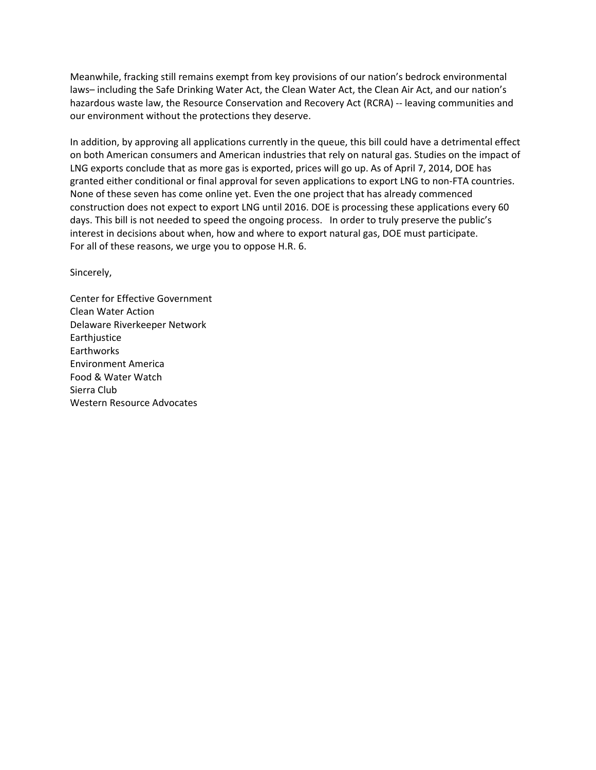Meanwhile, fracking still remains exempt from key provisions of our nation's bedrock environmental laws– including the Safe Drinking Water Act, the Clean Water Act, the Clean Air Act, and our nation's hazardous waste law, the Resource Conservation and Recovery Act (RCRA) -- leaving communities and our environment without the protections they deserve.

In addition, by approving all applications currently in the queue, this bill could have a detrimental effect on both American consumers and American industries that rely on natural gas. Studies on the impact of LNG exports conclude that as more gas is exported, prices will go up. As of April 7, 2014, DOE has granted either conditional or final approval for seven applications to export LNG to non-FTA countries. None of these seven has come online yet. Even the one project that has already commenced construction does not expect to export LNG until 2016. DOE is processing these applications every 60 days. This bill is not needed to speed the ongoing process. In order to truly preserve the public's interest in decisions about when, how and where to export natural gas, DOE must participate. For all of these reasons, we urge you to oppose H.R. 6.

Sincerely,

Center for Effective Government
Clean Water Action
Delaware Riverkeeper Network
Earthjustice
Earthworks
Environment America
Food & Water Watch
Sierra Club
Western Resource Advocates